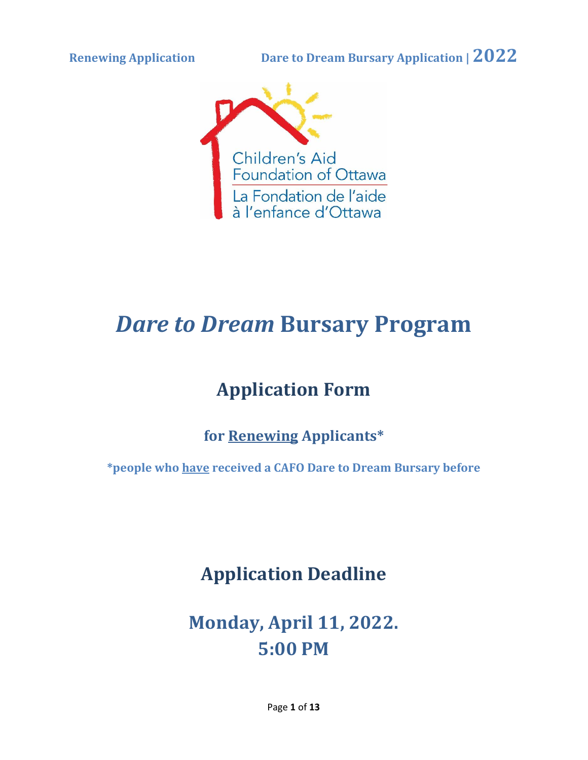# *Dare to Dream* Bursary Program

## Application Form

### for <u>Renewing</u> Applicants*

**\*people who <u>have</u> received a CAFO Dare to Dream Bursary before**

## Application Deadline

## Monday, April 11, 2022.
## 5:00 PM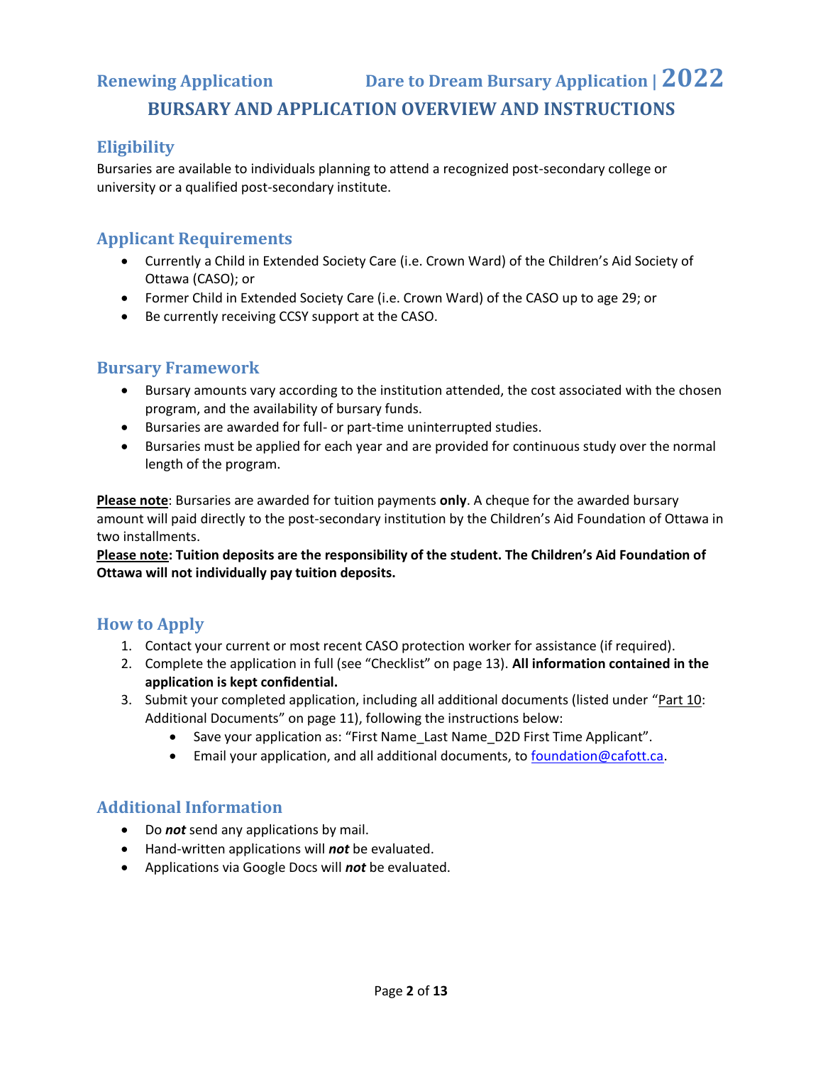Renewing Application — Dare to Dream Bursary Application | 2022

# BURSARY AND APPLICATION OVERVIEW AND INSTRUCTIONS

## Eligibility

Bursaries are available to individuals planning to attend a recognized post-secondary college or university or a qualified post-secondary institute.

## Applicant Requirements

- Currently a Child in Extended Society Care (i.e. Crown Ward) of the Children's Aid Society of Ottawa (CASO); or
- Former Child in Extended Society Care (i.e. Crown Ward) of the CASO up to age 29; or
- Be currently receiving CCSY support at the CASO.

## Bursary Framework

- Bursary amounts vary according to the institution attended, the cost associated with the chosen program, and the availability of bursary funds.
- Bursaries are awarded for full- or part-time uninterrupted studies.
- Bursaries must be applied for each year and are provided for continuous study over the normal length of the program.

**Please note**: Bursaries are awarded for tuition payments **only**. A cheque for the awarded bursary amount will paid directly to the post-secondary institution by the Children's Aid Foundation of Ottawa in two installments.

**Please note: Tuition deposits are the responsibility of the student. The Children's Aid Foundation of Ottawa will not individually pay tuition deposits.**

## How to Apply

1. Contact your current or most recent CASO protection worker for assistance (if required).
2. Complete the application in full (see "Checklist" on page 13). **All information contained in the application is kept confidential.**
3. Submit your completed application, including all additional documents (listed under "Part 10: Additional Documents" on page 11), following the instructions below:
   - Save your application as: "First Name_Last Name_D2D First Time Applicant".
   - Email your application, and all additional documents, to foundation@cafott.ca.

## Additional Information

- Do ***not*** send any applications by mail.
- Hand-written applications will ***not*** be evaluated.
- Applications via Google Docs will ***not*** be evaluated.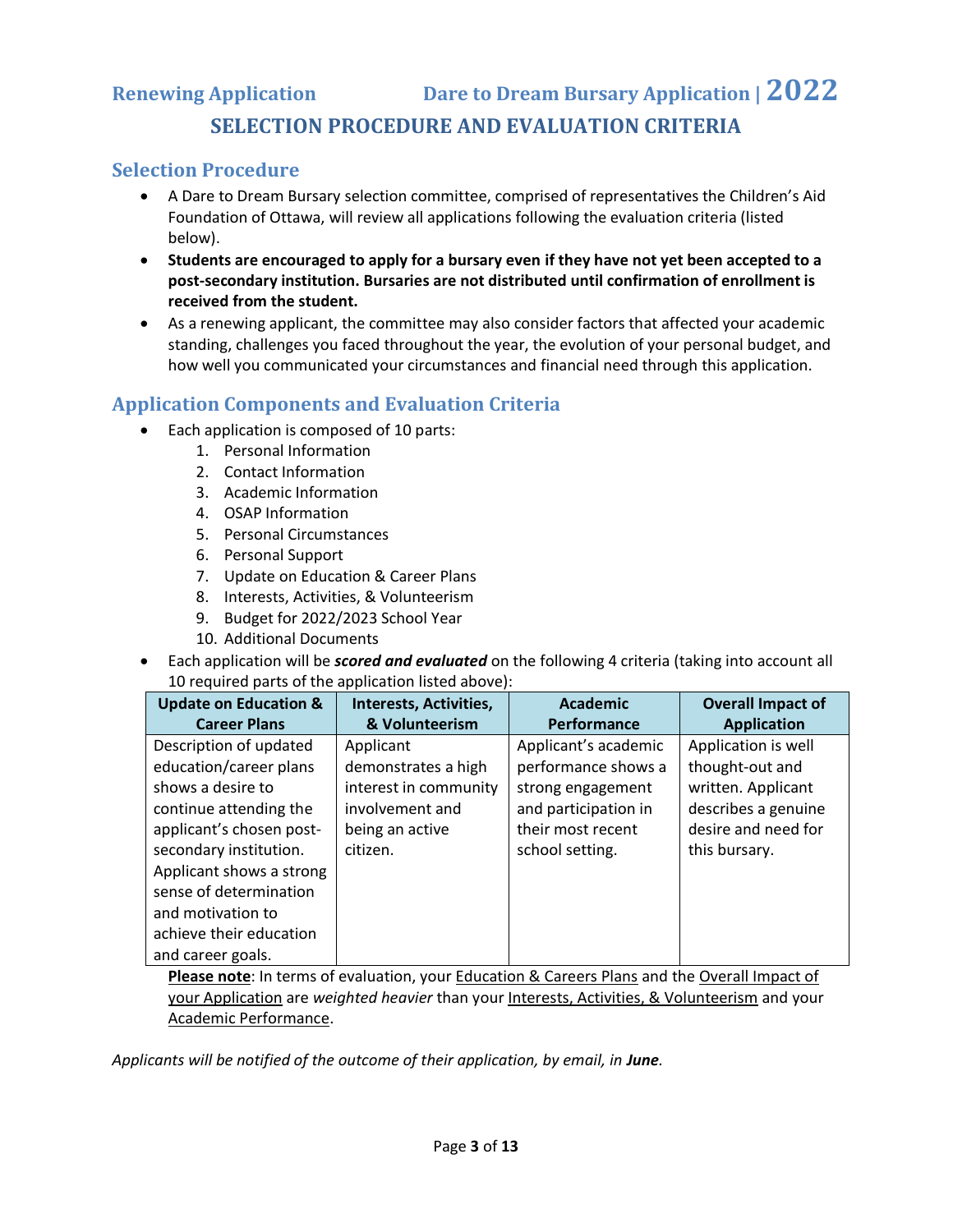**Renewing Application** **Dare to Dream Bursary Application | 2022**

# SELECTION PROCEDURE AND EVALUATION CRITERIA

## Selection Procedure

- A Dare to Dream Bursary selection committee, comprised of representatives the Children's Aid Foundation of Ottawa, will review all applications following the evaluation criteria (listed below).
- **Students are encouraged to apply for a bursary even if they have not yet been accepted to a post-secondary institution. Bursaries are not distributed until confirmation of enrollment is received from the student.**
- As a renewing applicant, the committee may also consider factors that affected your academic standing, challenges you faced throughout the year, the evolution of your personal budget, and how well you communicated your circumstances and financial need through this application.

## Application Components and Evaluation Criteria

- Each application is composed of 10 parts:
    1. Personal Information
    2. Contact Information
    3. Academic Information
    4. OSAP Information
    5. Personal Circumstances
    6. Personal Support
    7. Update on Education & Career Plans
    8. Interests, Activities, & Volunteerism
    9. Budget for 2022/2023 School Year
    10. Additional Documents
- Each application will be ***scored and evaluated*** on the following 4 criteria (taking into account all 10 required parts of the application listed above):

| Update on Education & Career Plans | Interests, Activities, & Volunteerism | Academic Performance | Overall Impact of Application |
|---|---|---|---|
| Description of updated education/career plans shows a desire to continue attending the applicant's chosen post-secondary institution. Applicant shows a strong sense of determination and motivation to achieve their education and career goals. | Applicant demonstrates a high interest in community involvement and being an active citizen. | Applicant's academic performance shows a strong engagement and participation in their most recent school setting. | Application is well thought-out and written. Applicant describes a genuine desire and need for this bursary. |

**Please note**: In terms of evaluation, your Education & Careers Plans and the Overall Impact of your Application are *weighted heavier* than your Interests, Activities, & Volunteerism and your Academic Performance.

*Applicants will be notified of the outcome of their application, by email, in **June**.*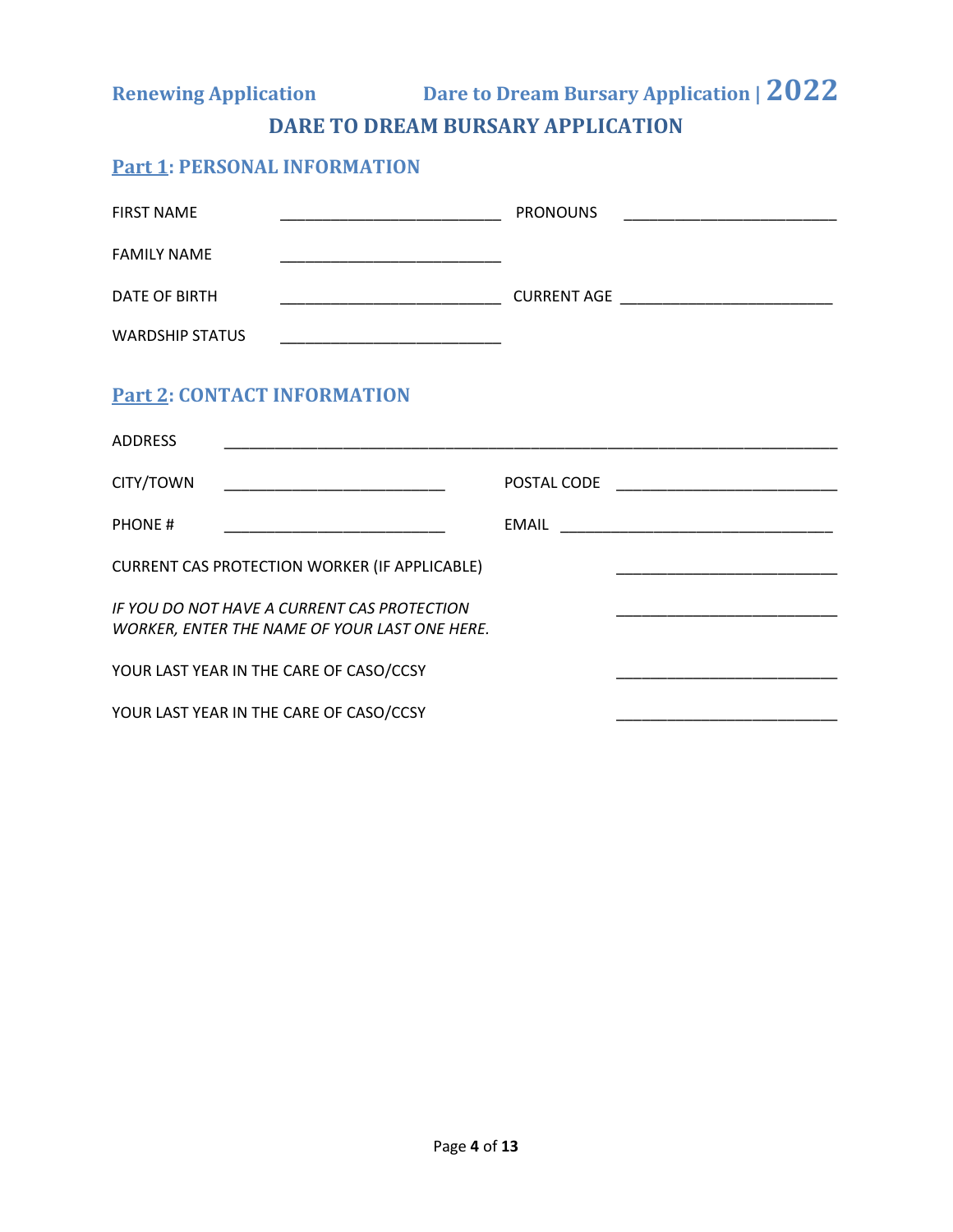Renewing Application

# DARE TO DREAM BURSARY APPLICATION

## Part 1: PERSONAL INFORMATION

FIRST NAME _________________________ PRONOUNS _________________________

FAMILY NAME _________________________

DATE OF BIRTH _________________________ CURRENT AGE _________________________

WARDSHIP STATUS _________________________

## Part 2: CONTACT INFORMATION

ADDRESS ______________________________________________________________________

CITY/TOWN _________________________ POSTAL CODE _________________________

PHONE # _________________________ EMAIL _______________________________

CURRENT CAS PROTECTION WORKER (IF APPLICABLE) _________________________

*IF YOU DO NOT HAVE A CURRENT CAS PROTECTION WORKER, ENTER THE NAME OF YOUR LAST ONE HERE.* _________________________

YOUR LAST YEAR IN THE CARE OF CASO/CCSY _________________________

YOUR LAST YEAR IN THE CARE OF CASO/CCSY _________________________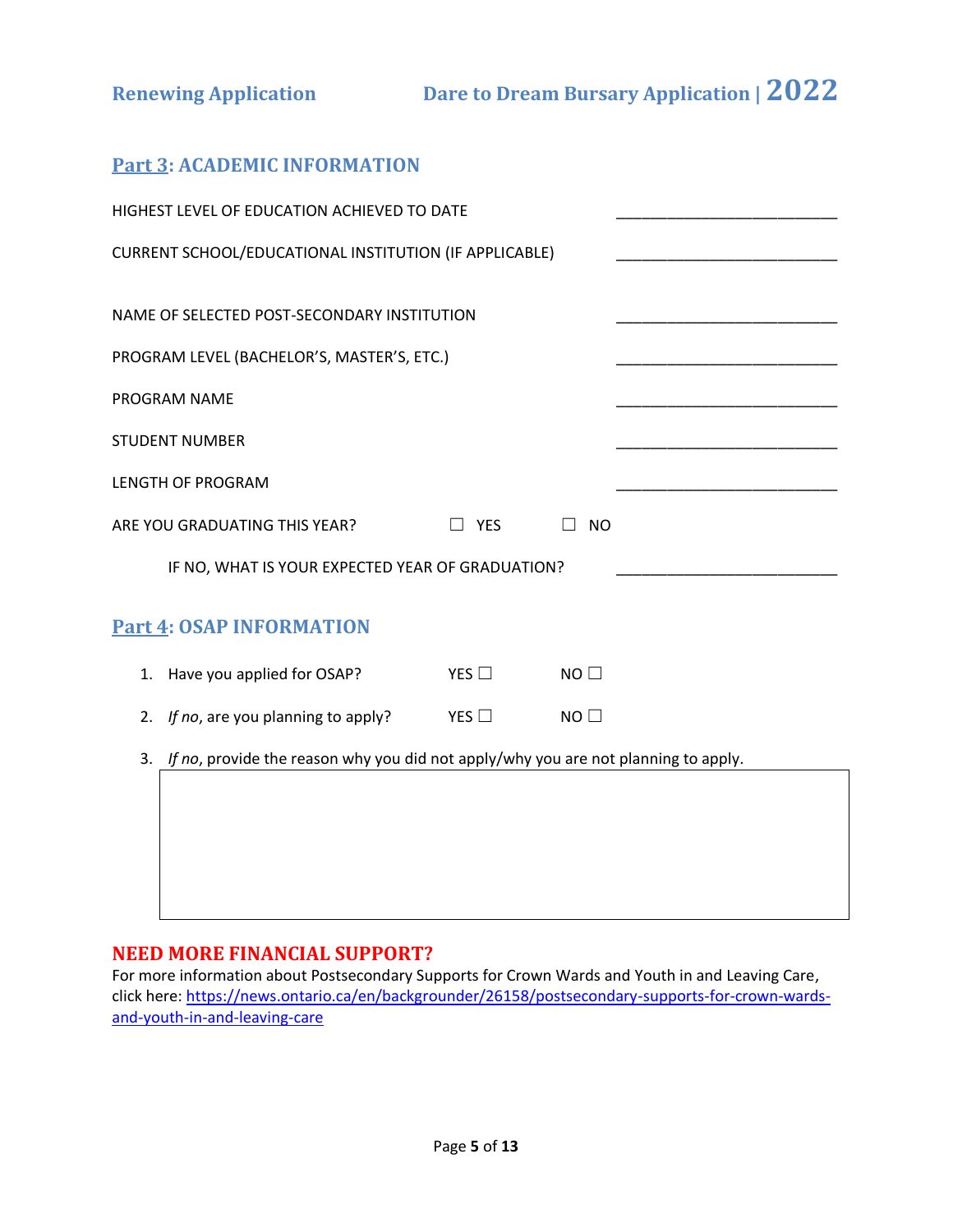## Part 3: ACADEMIC INFORMATION

HIGHEST LEVEL OF EDUCATION ACHIEVED TO DATE ___________________________

CURRENT SCHOOL/EDUCATIONAL INSTITUTION (IF APPLICABLE) ___________________________

NAME OF SELECTED POST-SECONDARY INSTITUTION ___________________________

PROGRAM LEVEL (BACHELOR'S, MASTER'S, ETC.) ___________________________

PROGRAM NAME ___________________________

STUDENT NUMBER ___________________________

LENGTH OF PROGRAM ___________________________

ARE YOU GRADUATING THIS YEAR? ☐ YES ☐ NO

IF NO, WHAT IS YOUR EXPECTED YEAR OF GRADUATION? ___________________________

## Part 4: OSAP INFORMATION

1. Have you applied for OSAP? YES ☐ NO ☐
2. *If no*, are you planning to apply? YES ☐ NO ☐
3. *If no*, provide the reason why you did not apply/why you are not planning to apply.

## NEED MORE FINANCIAL SUPPORT?

For more information about Postsecondary Supports for Crown Wards and Youth in and Leaving Care, click here: [https://news.ontario.ca/en/backgrounder/26158/postsecondary-supports-for-crown-wards-and-youth-in-and-leaving-care](https://news.ontario.ca/en/backgrounder/26158/postsecondary-supports-for-crown-wards-and-youth-in-and-leaving-care)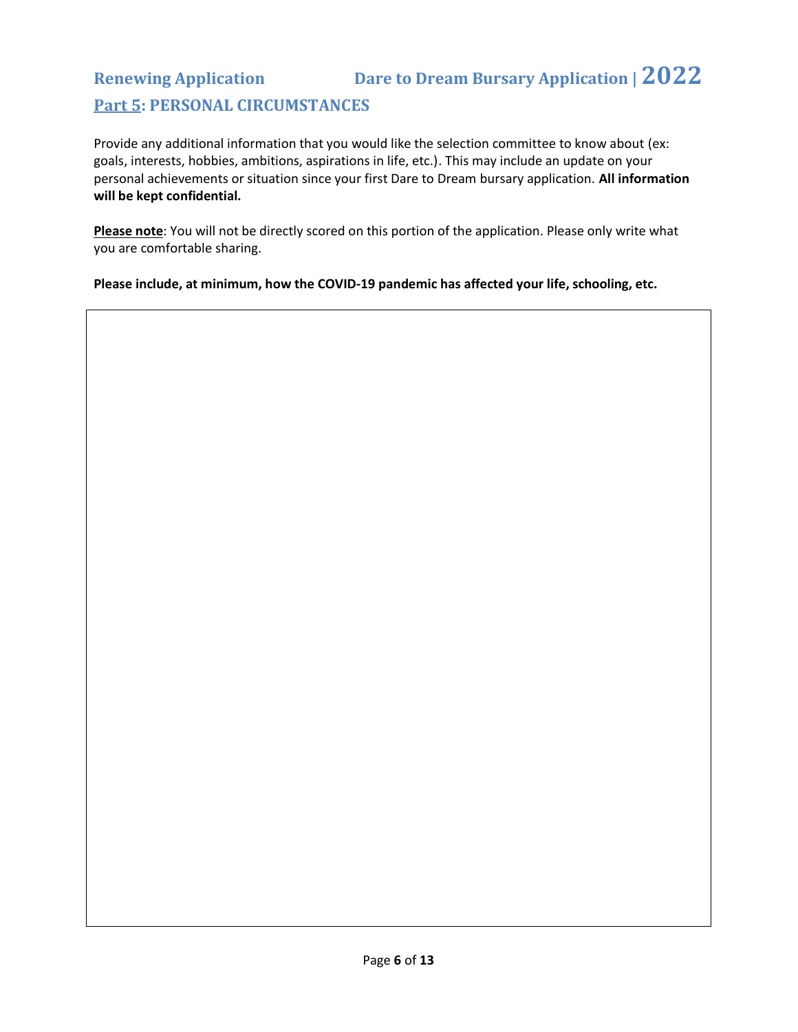## Part 5: PERSONAL CIRCUMSTANCES

Provide any additional information that you would like the selection committee to know about (ex: goals, interests, hobbies, ambitions, aspirations in life, etc.). This may include an update on your personal achievements or situation since your first Dare to Dream bursary application. **All information will be kept confidential.**

**Please note**: You will not be directly scored on this portion of the application. Please only write what you are comfortable sharing.

**Please include, at minimum, how the COVID-19 pandemic has affected your life, schooling, etc.**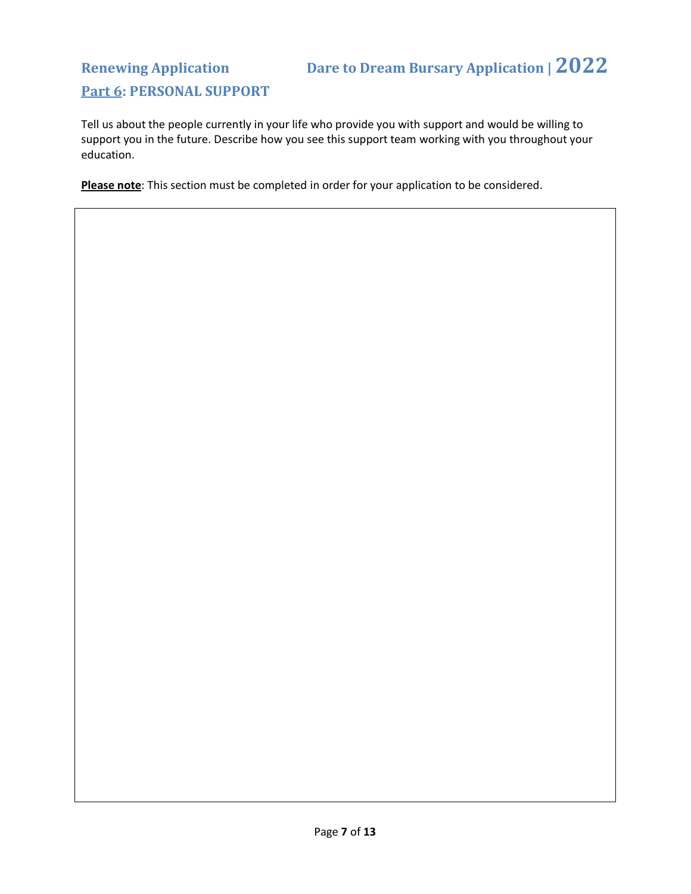## Part 6: PERSONAL SUPPORT

Tell us about the people currently in your life who provide you with support and would be willing to support you in the future. Describe how you see this support team working with you throughout your education.

**Please note**: This section must be completed in order for your application to be considered.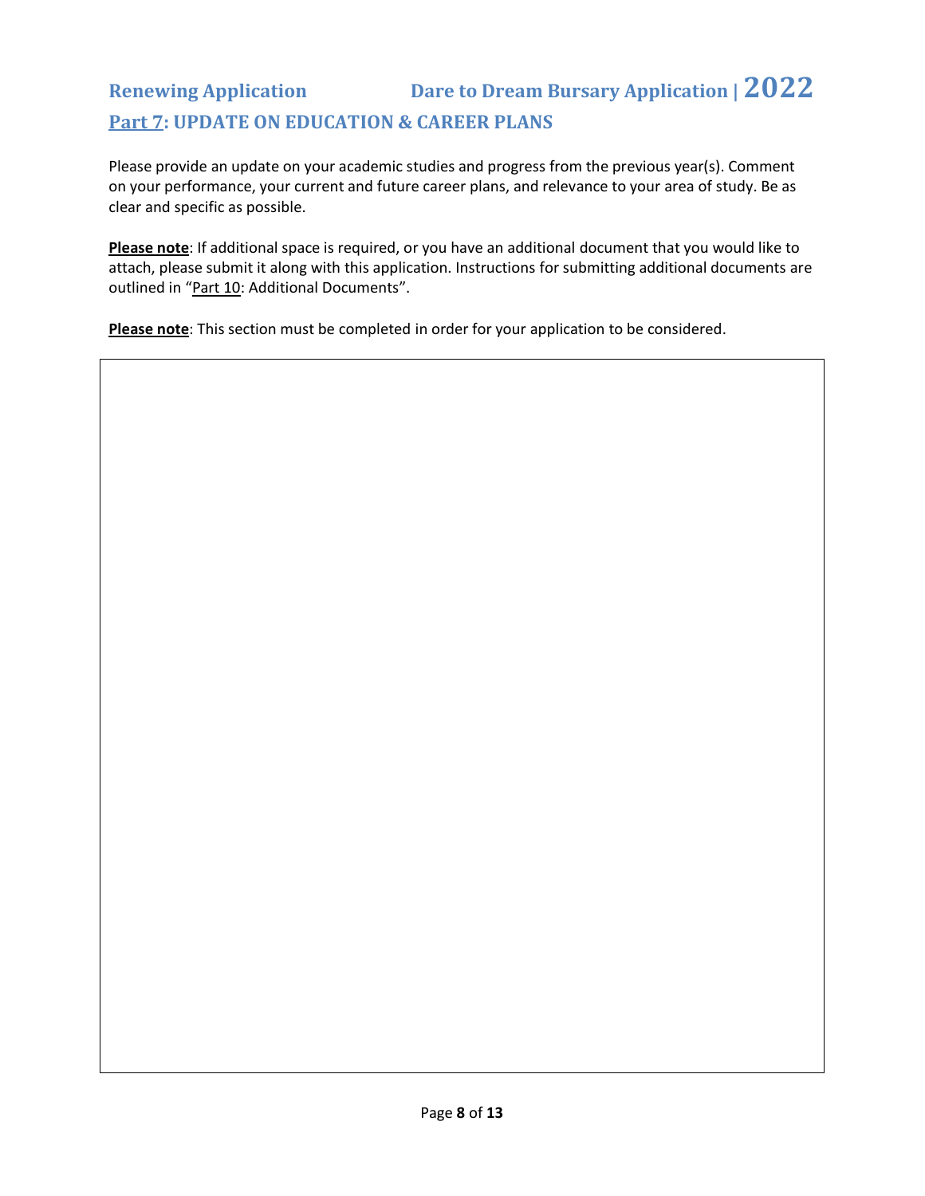# Renewing Application — Dare to Dream Bursary Application | 2022

## Part 7: UPDATE ON EDUCATION & CAREER PLANS

Please provide an update on your academic studies and progress from the previous year(s). Comment on your performance, your current and future career plans, and relevance to your area of study. Be as clear and specific as possible.

**Please note**: If additional space is required, or you have an additional document that you would like to attach, please submit it along with this application. Instructions for submitting additional documents are outlined in "Part 10: Additional Documents".

**Please note**: This section must be completed in order for your application to be considered.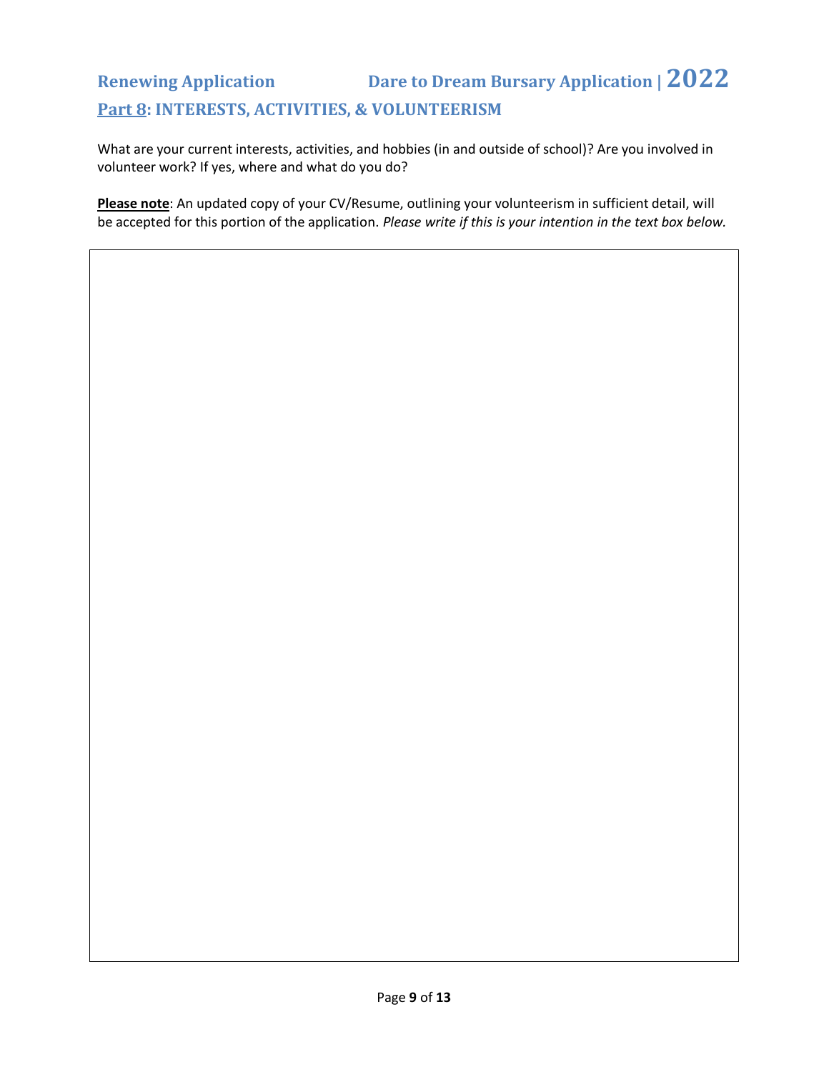## Part 8: INTERESTS, ACTIVITIES, & VOLUNTEERISM

What are your current interests, activities, and hobbies (in and outside of school)? Are you involved in volunteer work? If yes, where and what do you do?

**Please note**: An updated copy of your CV/Resume, outlining your volunteerism in sufficient detail, will be accepted for this portion of the application. *Please write if this is your intention in the text box below.*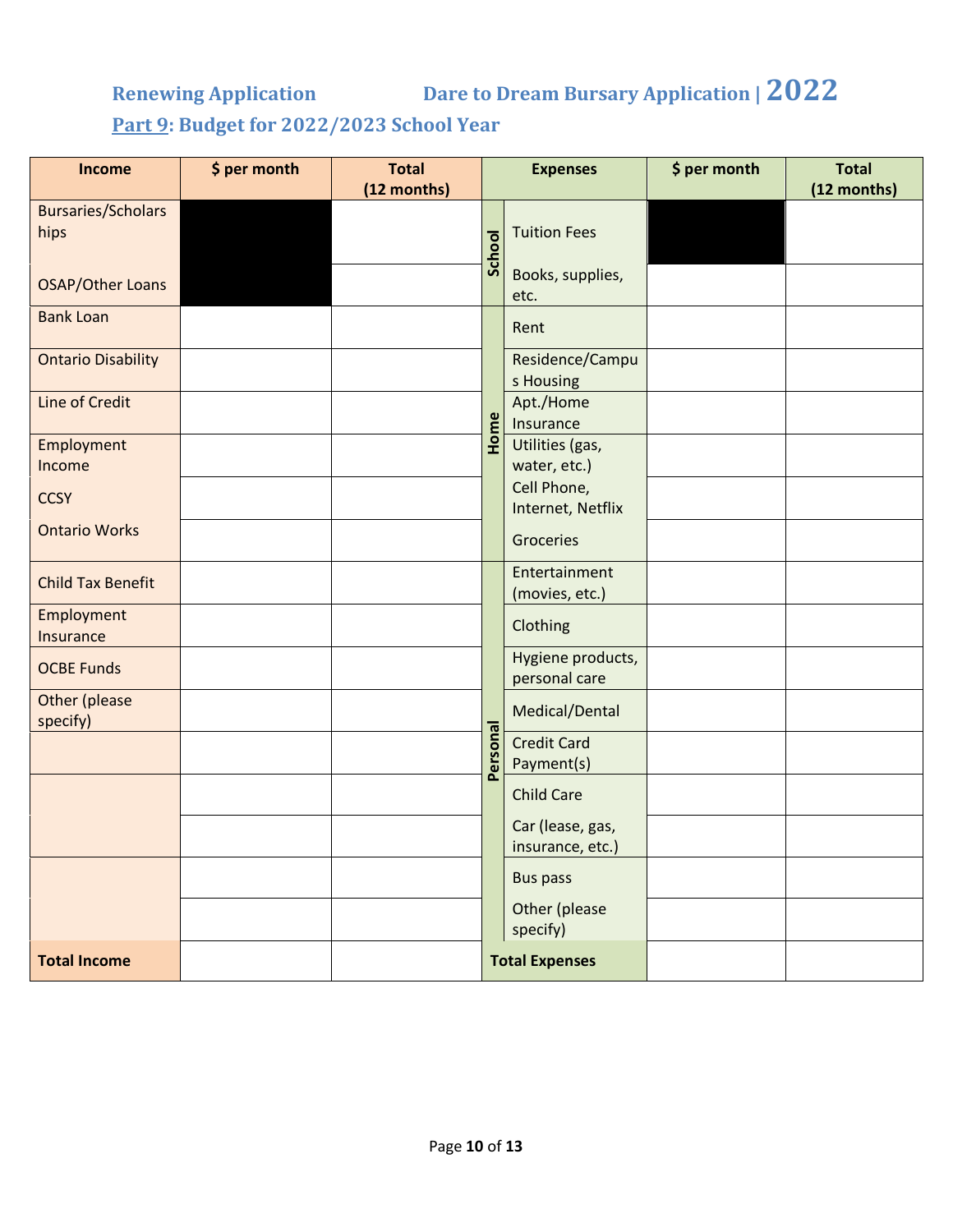## Renewing Application — Dare to Dream Bursary Application | 2022

### Part 9: Budget for 2022/2023 School Year

| Income | $ per month | Total (12 months) | | Expenses | $ per month | Total (12 months) |
|---|---|---|---|---|---|---|
| Bursaries/Scholarships | | | School | Tuition Fees | | |
| OSAP/Other Loans | | | School | Books, supplies, etc. | | |
| Bank Loan | | | Home | Rent | | |
| Ontario Disability | | | Home | Residence/Campus Housing | | |
| Line of Credit | | | Home | Apt./Home Insurance | | |
| Employment Income | | | Home | Utilities (gas, water, etc.) | | |
| CCSY | | | Home | Cell Phone, Internet, Netflix | | |
| Ontario Works | | | Home | Groceries | | |
| Child Tax Benefit | | | Personal | Entertainment (movies, etc.) | | |
| Employment Insurance | | | Personal | Clothing | | |
| OCBE Funds | | | Personal | Hygiene products, personal care | | |
| Other (please specify) | | | Personal | Medical/Dental | | |
| | | | Personal | Credit Card Payment(s) | | |
| | | | Personal | Child Care | | |
| | | | Personal | Car (lease, gas, insurance, etc.) | | |
| | | | Personal | Bus pass | | |
| | | | Personal | Other (please specify) | | |
| **Total Income** | | | **Total Expenses** | | | |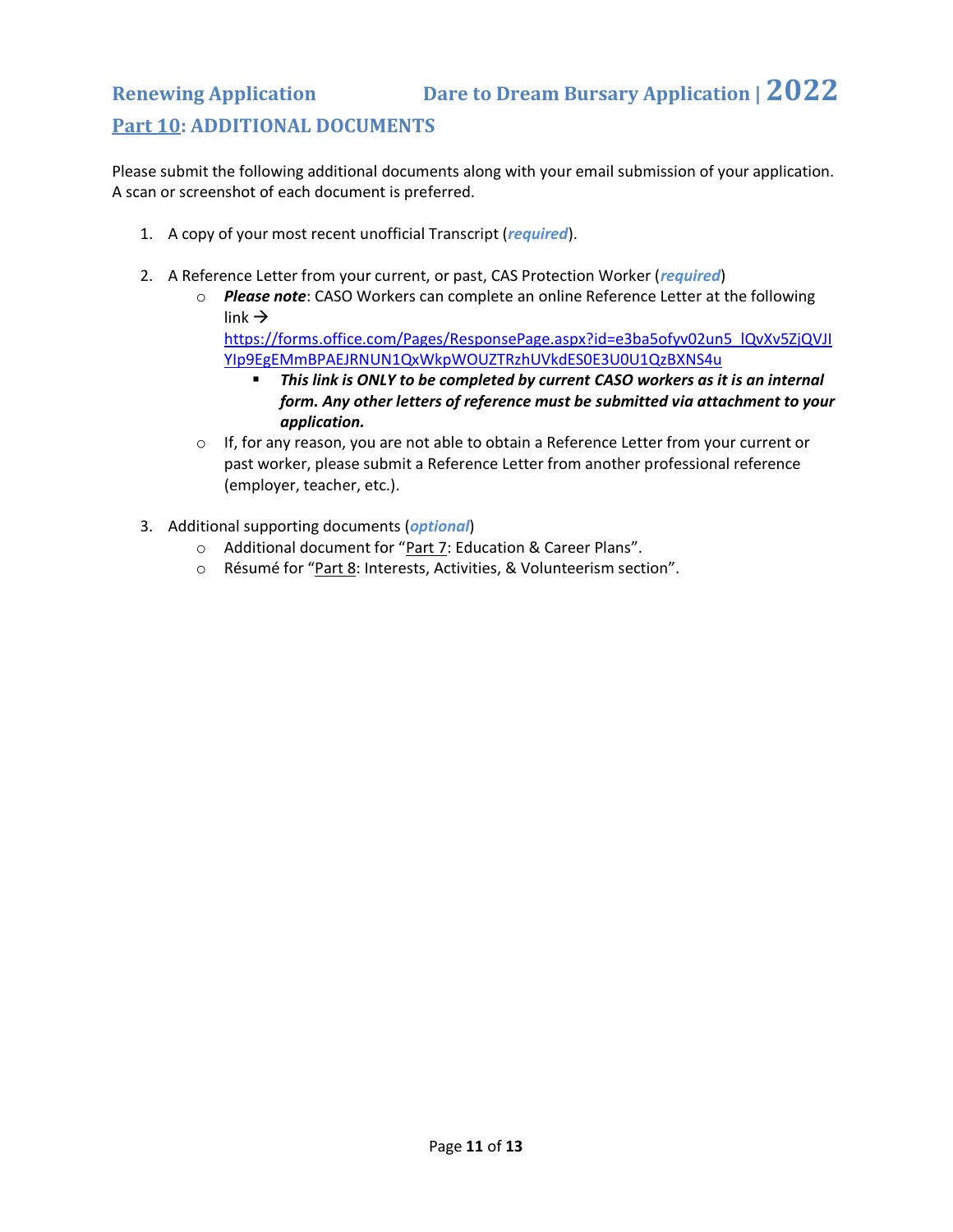## Part 10: ADDITIONAL DOCUMENTS

Please submit the following additional documents along with your email submission of your application. A scan or screenshot of each document is preferred.

1. A copy of your most recent unofficial Transcript (***required***).

2. A Reference Letter from your current, or past, CAS Protection Worker (***required***)
   - ***Please note***: CASO Workers can complete an online Reference Letter at the following link → https://forms.office.com/Pages/ResponsePage.aspx?id=e3ba5ofyv02un5_lQvXv5ZjQVJIYIp9EgEMmBPAEJRNUN1QxWkpWOUZTRzhUVkdES0E3U0U1QzBXNS4u
     - ***This link is ONLY to be completed by current CASO workers as it is an internal form. Any other letters of reference must be submitted via attachment to your application.***
   - If, for any reason, you are not able to obtain a Reference Letter from your current or past worker, please submit a Reference Letter from another professional reference (employer, teacher, etc.).

3. Additional supporting documents (***optional***)
   - Additional document for "Part 7: Education & Career Plans".
   - Résumé for "Part 8: Interests, Activities, & Volunteerism section".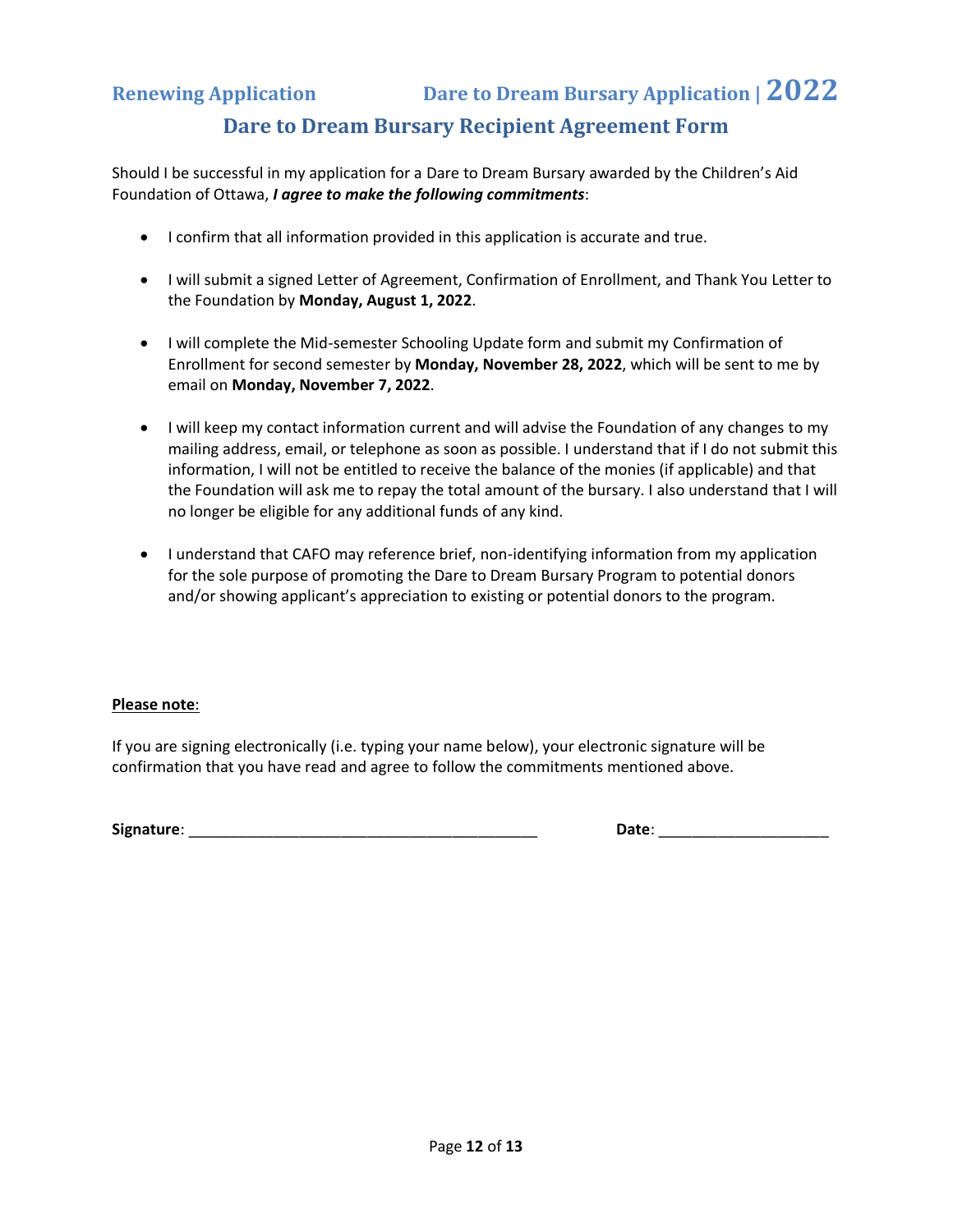# Dare to Dream Bursary Recipient Agreement Form

Should I be successful in my application for a Dare to Dream Bursary awarded by the Children's Aid Foundation of Ottawa, ***I agree to make the following commitments***:

- I confirm that all information provided in this application is accurate and true.
- I will submit a signed Letter of Agreement, Confirmation of Enrollment, and Thank You Letter to the Foundation by **Monday, August 1, 2022**.
- I will complete the Mid-semester Schooling Update form and submit my Confirmation of Enrollment for second semester by **Monday, November 28, 2022**, which will be sent to me by email on **Monday, November 7, 2022**.
- I will keep my contact information current and will advise the Foundation of any changes to my mailing address, email, or telephone as soon as possible. I understand that if I do not submit this information, I will not be entitled to receive the balance of the monies (if applicable) and that the Foundation will ask me to repay the total amount of the bursary. I also understand that I will no longer be eligible for any additional funds of any kind.
- I understand that CAFO may reference brief, non-identifying information from my application for the sole purpose of promoting the Dare to Dream Bursary Program to potential donors and/or showing applicant's appreciation to existing or potential donors to the program.

**Please note**:

If you are signing electronically (i.e. typing your name below), your electronic signature will be confirmation that you have read and agree to follow the commitments mentioned above.

**Signature**: ________________________________________ **Date**: ____________________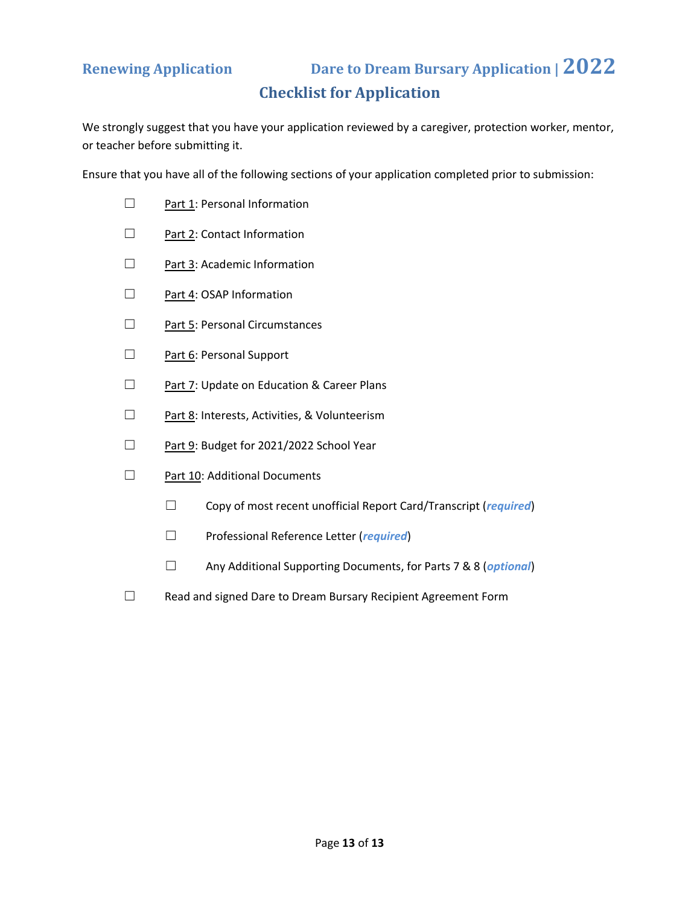Renewing Application

# Dare to Dream Bursary Application | 2022

## Checklist for Application

We strongly suggest that you have your application reviewed by a caregiver, protection worker, mentor, or teacher before submitting it.

Ensure that you have all of the following sections of your application completed prior to submission:

- ☐ Part 1: Personal Information
- ☐ Part 2: Contact Information
- ☐ Part 3: Academic Information
- ☐ Part 4: OSAP Information
- ☐ Part 5: Personal Circumstances
- ☐ Part 6: Personal Support
- ☐ Part 7: Update on Education & Career Plans
- ☐ Part 8: Interests, Activities, & Volunteerism
- ☐ Part 9: Budget for 2021/2022 School Year
- ☐ Part 10: Additional Documents
  - ☐ Copy of most recent unofficial Report Card/Transcript (***required***)
  - ☐ Professional Reference Letter (***required***)
  - ☐ Any Additional Supporting Documents, for Parts 7 & 8 (***optional***)
- ☐ Read and signed Dare to Dream Bursary Recipient Agreement Form